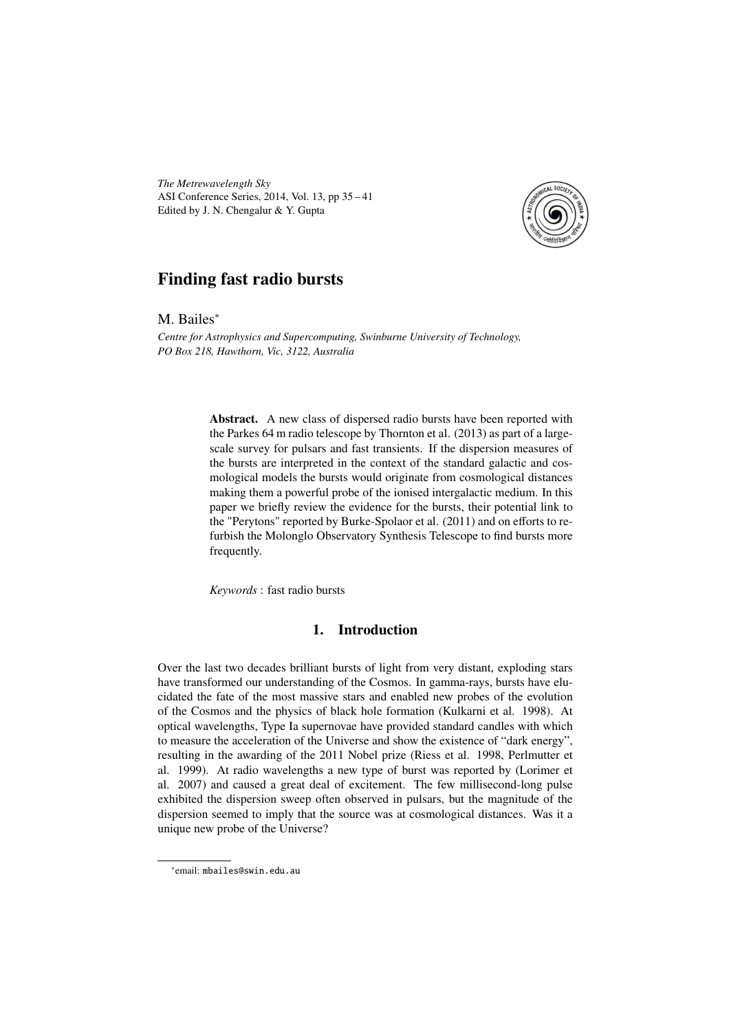# Finding fast radio bursts

M. Bailes[*]

*Centre for Astrophysics and Supercomputing, Swinburne University of Technology, PO Box 218, Hawthorn, Vic, 3122, Australia*

**Abstract.** A new class of dispersed radio bursts have been reported with the Parkes 64 m radio telescope by Thornton et al. (2013) as part of a large-scale survey for pulsars and fast transients. If the dispersion measures of the bursts are interpreted in the context of the standard galactic and cosmological models the bursts would originate from cosmological distances making them a powerful probe of the ionised intergalactic medium. In this paper we briefly review the evidence for the bursts, their potential link to the "Perytons" reported by Burke-Spolaor et al. (2011) and on efforts to refurbish the Molonglo Observatory Synthesis Telescope to find bursts more frequently.

*Keywords* : fast radio bursts

## 1. Introduction

Over the last two decades brilliant bursts of light from very distant, exploding stars have transformed our understanding of the Cosmos. In gamma-rays, bursts have elucidated the fate of the most massive stars and enabled new probes of the evolution of the Cosmos and the physics of black hole formation (Kulkarni et al. 1998). At optical wavelengths, Type Ia supernovae have provided standard candles with which to measure the acceleration of the Universe and show the existence of "dark energy", resulting in the awarding of the 2011 Nobel prize (Riess et al. 1998, Perlmutter et al. 1999). At radio wavelengths a new type of burst was reported by (Lorimer et al. 2007) and caused a great deal of excitement. The few millisecond-long pulse exhibited the dispersion sweep often observed in pulsars, but the magnitude of the dispersion seemed to imply that the source was at cosmological distances. Was it a unique new probe of the Universe?

[*] email: mbailes@swin.edu.au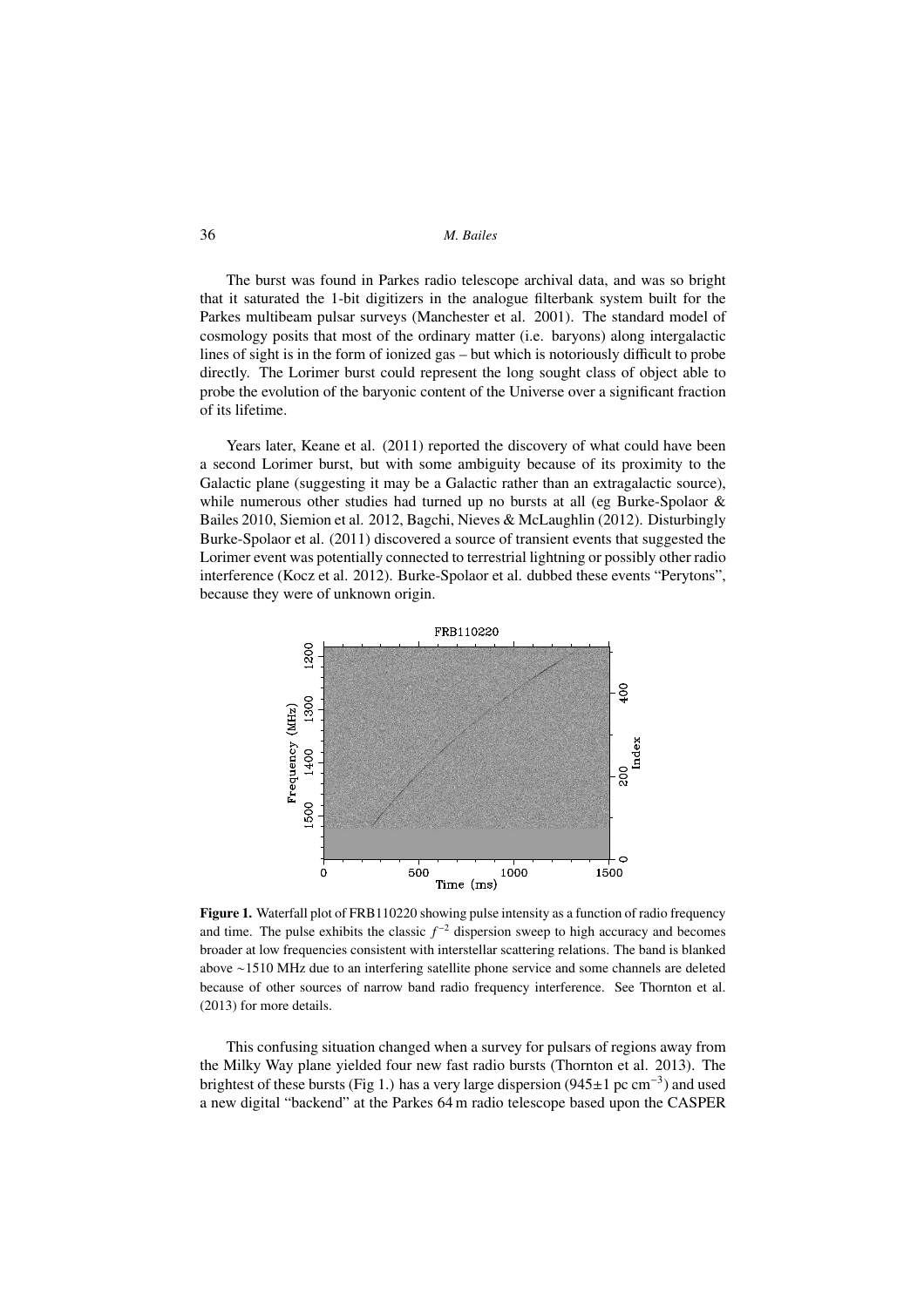The burst was found in Parkes radio telescope archival data, and was so bright that it saturated the 1-bit digitizers in the analogue filterbank system built for the Parkes multibeam pulsar surveys (Manchester et al. 2001). The standard model of cosmology posits that most of the ordinary matter (i.e. baryons) along intergalactic lines of sight is in the form of ionized gas – but which is notoriously difficult to probe directly. The Lorimer burst could represent the long sought class of object able to probe the evolution of the baryonic content of the Universe over a significant fraction of its lifetime.

Years later, Keane et al. (2011) reported the discovery of what could have been a second Lorimer burst, but with some ambiguity because of its proximity to the Galactic plane (suggesting it may be a Galactic rather than an extragalactic source), while numerous other studies had turned up no bursts at all (eg Burke-Spolaor & Bailes 2010, Siemion et al. 2012, Bagchi, Nieves & McLaughlin (2012). Disturbingly Burke-Spolaor et al. (2011) discovered a source of transient events that suggested the Lorimer event was potentially connected to terrestrial lightning or possibly other radio interference (Kocz et al. 2012). Burke-Spolaor et al. dubbed these events "Perytons", because they were of unknown origin.

**Figure 1.** Waterfall plot of FRB110220 showing pulse intensity as a function of radio frequency and time. The pulse exhibits the classic $f^{-2}$ dispersion sweep to high accuracy and becomes broader at low frequencies consistent with interstellar scattering relations. The band is blanked above ∼1510 MHz due to an interfering satellite phone service and some channels are deleted because of other sources of narrow band radio frequency interference. See Thornton et al. (2013) for more details.

This confusing situation changed when a survey for pulsars of regions away from the Milky Way plane yielded four new fast radio bursts (Thornton et al. 2013). The brightest of these bursts (Fig 1.) has a very large dispersion ($945\pm1$ pc cm$^{-3}$) and used a new digital "backend" at the Parkes 64 m radio telescope based upon the CASPER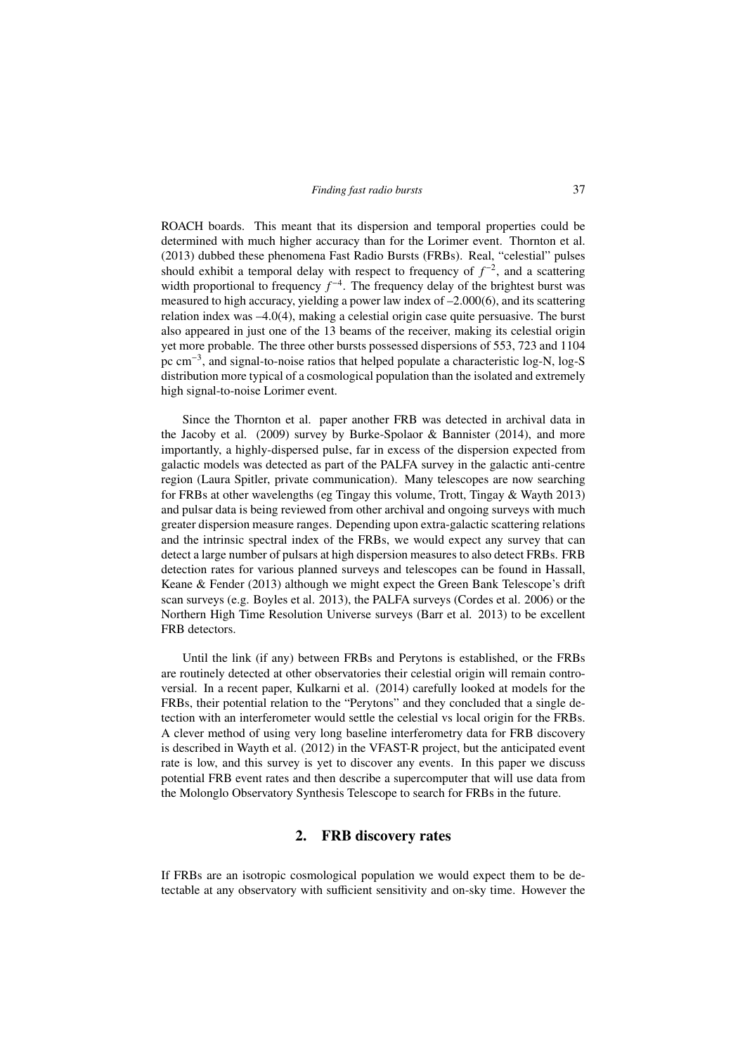ROACH boards. This meant that its dispersion and temporal properties could be determined with much higher accuracy than for the Lorimer event. Thornton et al. (2013) dubbed these phenomena Fast Radio Bursts (FRBs). Real, "celestial" pulses should exhibit a temporal delay with respect to frequency of $f^{-2}$, and a scattering width proportional to frequency $f^{-4}$. The frequency delay of the brightest burst was measured to high accuracy, yielding a power law index of –2.000(6), and its scattering relation index was –4.0(4), making a celestial origin case quite persuasive. The burst also appeared in just one of the 13 beams of the receiver, making its celestial origin yet more probable. The three other bursts possessed dispersions of 553, 723 and 1104 pc cm$^{-3}$, and signal-to-noise ratios that helped populate a characteristic log-N, log-S distribution more typical of a cosmological population than the isolated and extremely high signal-to-noise Lorimer event.

Since the Thornton et al. paper another FRB was detected in archival data in the Jacoby et al. (2009) survey by Burke-Spolaor & Bannister (2014), and more importantly, a highly-dispersed pulse, far in excess of the dispersion expected from galactic models was detected as part of the PALFA survey in the galactic anti-centre region (Laura Spitler, private communication). Many telescopes are now searching for FRBs at other wavelengths (eg Tingay this volume, Trott, Tingay & Wayth 2013) and pulsar data is being reviewed from other archival and ongoing surveys with much greater dispersion measure ranges. Depending upon extra-galactic scattering relations and the intrinsic spectral index of the FRBs, we would expect any survey that can detect a large number of pulsars at high dispersion measures to also detect FRBs. FRB detection rates for various planned surveys and telescopes can be found in Hassall, Keane & Fender (2013) although we might expect the Green Bank Telescope's drift scan surveys (e.g. Boyles et al. 2013), the PALFA surveys (Cordes et al. 2006) or the Northern High Time Resolution Universe surveys (Barr et al. 2013) to be excellent FRB detectors.

Until the link (if any) between FRBs and Perytons is established, or the FRBs are routinely detected at other observatories their celestial origin will remain controversial. In a recent paper, Kulkarni et al. (2014) carefully looked at models for the FRBs, their potential relation to the "Perytons" and they concluded that a single detection with an interferometer would settle the celestial vs local origin for the FRBs. A clever method of using very long baseline interferometry data for FRB discovery is described in Wayth et al. (2012) in the VFAST-R project, but the anticipated event rate is low, and this survey is yet to discover any events. In this paper we discuss potential FRB event rates and then describe a supercomputer that will use data from the Molonglo Observatory Synthesis Telescope to search for FRBs in the future.

## 2. FRB discovery rates

If FRBs are an isotropic cosmological population we would expect them to be detectable at any observatory with sufficient sensitivity and on-sky time. However the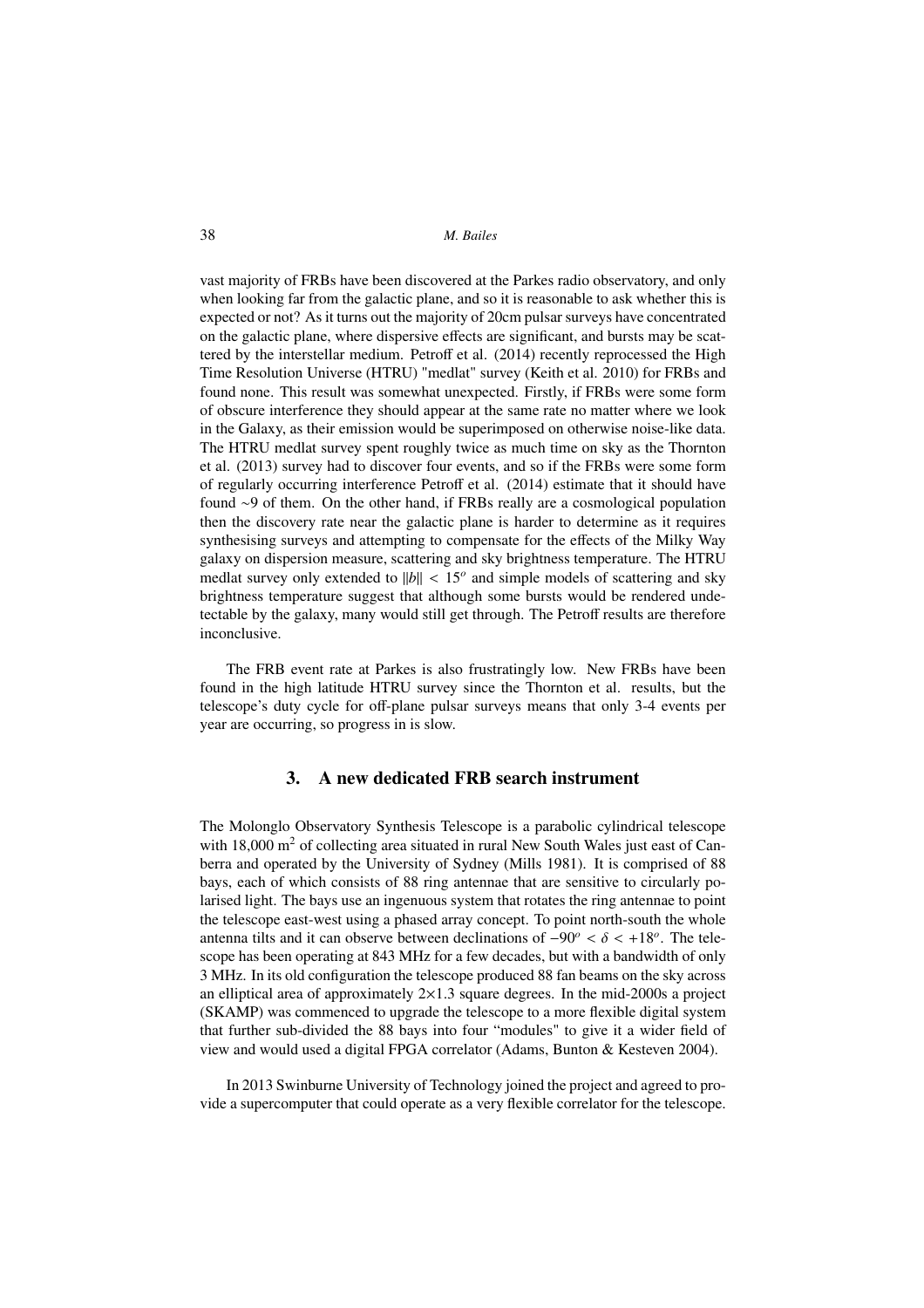vast majority of FRBs have been discovered at the Parkes radio observatory, and only when looking far from the galactic plane, and so it is reasonable to ask whether this is expected or not? As it turns out the majority of 20cm pulsar surveys have concentrated on the galactic plane, where dispersive effects are significant, and bursts may be scattered by the interstellar medium. Petroff et al. (2014) recently reprocessed the High Time Resolution Universe (HTRU) "medlat" survey (Keith et al. 2010) for FRBs and found none. This result was somewhat unexpected. Firstly, if FRBs were some form of obscure interference they should appear at the same rate no matter where we look in the Galaxy, as their emission would be superimposed on otherwise noise-like data. The HTRU medlat survey spent roughly twice as much time on sky as the Thornton et al. (2013) survey had to discover four events, and so if the FRBs were some form of regularly occurring interference Petroff et al. (2014) estimate that it should have found ~9 of them. On the other hand, if FRBs really are a cosmological population then the discovery rate near the galactic plane is harder to determine as it requires synthesising surveys and attempting to compensate for the effects of the Milky Way galaxy on dispersion measure, scattering and sky brightness temperature. The HTRU medlat survey only extended to $\|b\| < 15^o$ and simple models of scattering and sky brightness temperature suggest that although some bursts would be rendered undetectable by the galaxy, many would still get through. The Petroff results are therefore inconclusive.

The FRB event rate at Parkes is also frustratingly low. New FRBs have been found in the high latitude HTRU survey since the Thornton et al. results, but the telescope's duty cycle for off-plane pulsar surveys means that only 3-4 events per year are occurring, so progress in is slow.

## 3. A new dedicated FRB search instrument

The Molonglo Observatory Synthesis Telescope is a parabolic cylindrical telescope with 18,000 m$^2$ of collecting area situated in rural New South Wales just east of Canberra and operated by the University of Sydney (Mills 1981). It is comprised of 88 bays, each of which consists of 88 ring antennae that are sensitive to circularly polarised light. The bays use an ingenuous system that rotates the ring antennae to point the telescope east-west using a phased array concept. To point north-south the whole antenna tilts and it can observe between declinations of $-90^o < \delta < +18^o$. The telescope has been operating at 843 MHz for a few decades, but with a bandwidth of only 3 MHz. In its old configuration the telescope produced 88 fan beams on the sky across an elliptical area of approximately $2\times1.3$ square degrees. In the mid-2000s a project (SKAMP) was commenced to upgrade the telescope to a more flexible digital system that further sub-divided the 88 bays into four "modules" to give it a wider field of view and would used a digital FPGA correlator (Adams, Bunton & Kesteven 2004).

In 2013 Swinburne University of Technology joined the project and agreed to provide a supercomputer that could operate as a very flexible correlator for the telescope.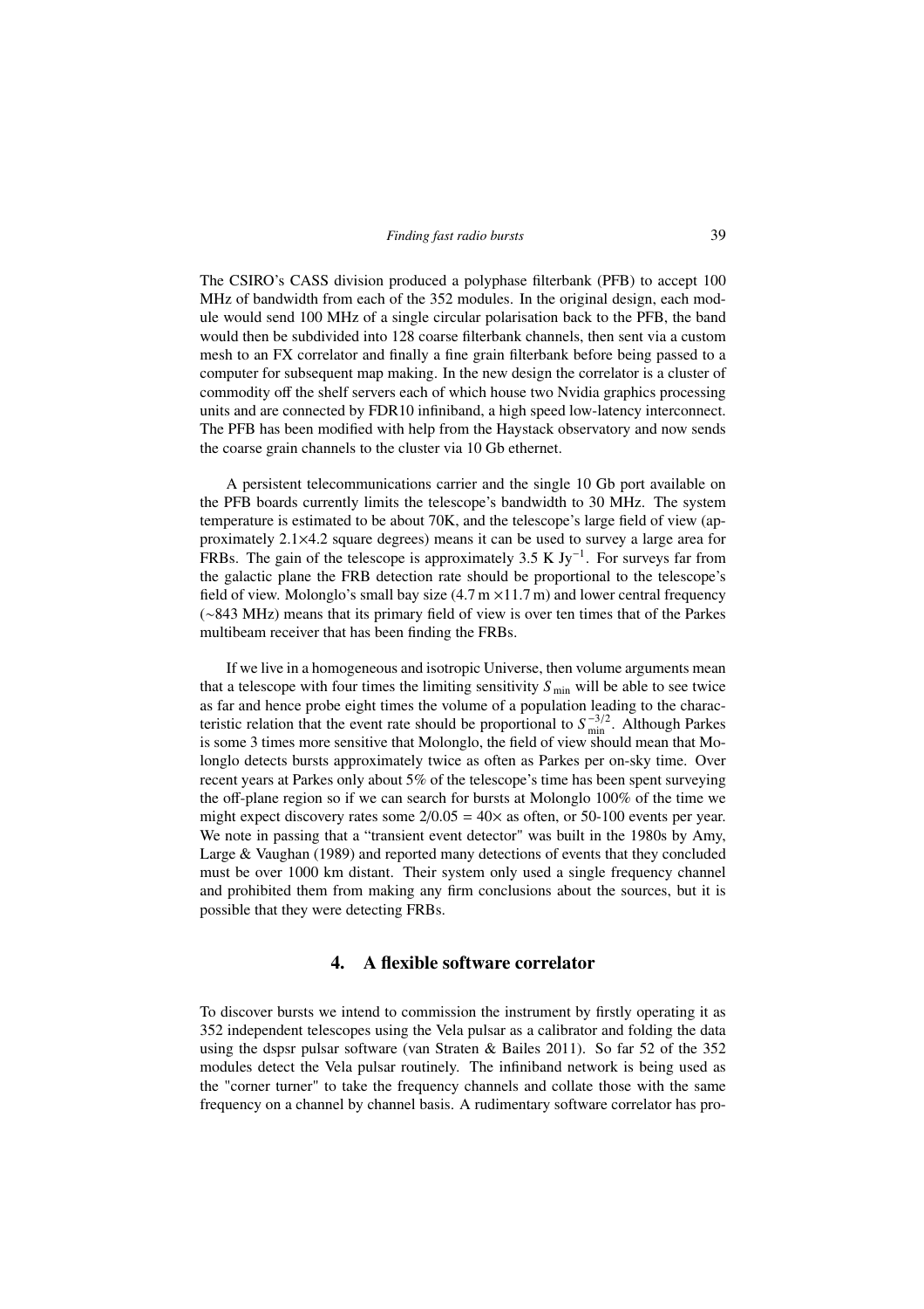The CSIRO's CASS division produced a polyphase filterbank (PFB) to accept 100 MHz of bandwidth from each of the 352 modules. In the original design, each module would send 100 MHz of a single circular polarisation back to the PFB, the band would then be subdivided into 128 coarse filterbank channels, then sent via a custom mesh to an FX correlator and finally a fine grain filterbank before being passed to a computer for subsequent map making. In the new design the correlator is a cluster of commodity off the shelf servers each of which house two Nvidia graphics processing units and are connected by FDR10 infiniband, a high speed low-latency interconnect. The PFB has been modified with help from the Haystack observatory and now sends the coarse grain channels to the cluster via 10 Gb ethernet.

A persistent telecommunications carrier and the single 10 Gb port available on the PFB boards currently limits the telescope's bandwidth to 30 MHz. The system temperature is estimated to be about 70K, and the telescope's large field of view (approximately 2.1×4.2 square degrees) means it can be used to survey a large area for FRBs. The gain of the telescope is approximately 3.5 K $Jy^{-1}$. For surveys far from the galactic plane the FRB detection rate should be proportional to the telescope's field of view. Molonglo's small bay size (4.7 m ×11.7 m) and lower central frequency (~843 MHz) means that its primary field of view is over ten times that of the Parkes multibeam receiver that has been finding the FRBs.

If we live in a homogeneous and isotropic Universe, then volume arguments mean that a telescope with four times the limiting sensitivity $S_{\min}$ will be able to see twice as far and hence probe eight times the volume of a population leading to the characteristic relation that the event rate should be proportional to $S_{\min}^{-3/2}$. Although Parkes is some 3 times more sensitive that Molonglo, the field of view should mean that Molonglo detects bursts approximately twice as often as Parkes per on-sky time. Over recent years at Parkes only about 5% of the telescope's time has been spent surveying the off-plane region so if we can search for bursts at Molonglo 100% of the time we might expect discovery rates some 2/0.05 = 40× as often, or 50-100 events per year. We note in passing that a "transient event detector" was built in the 1980s by Amy, Large & Vaughan (1989) and reported many detections of events that they concluded must be over 1000 km distant. Their system only used a single frequency channel and prohibited them from making any firm conclusions about the sources, but it is possible that they were detecting FRBs.

## 4. A flexible software correlator

To discover bursts we intend to commission the instrument by firstly operating it as 352 independent telescopes using the Vela pulsar as a calibrator and folding the data using the dspsr pulsar software (van Straten & Bailes 2011). So far 52 of the 352 modules detect the Vela pulsar routinely. The infiniband network is being used as the "corner turner" to take the frequency channels and collate those with the same frequency on a channel by channel basis. A rudimentary software correlator has pro-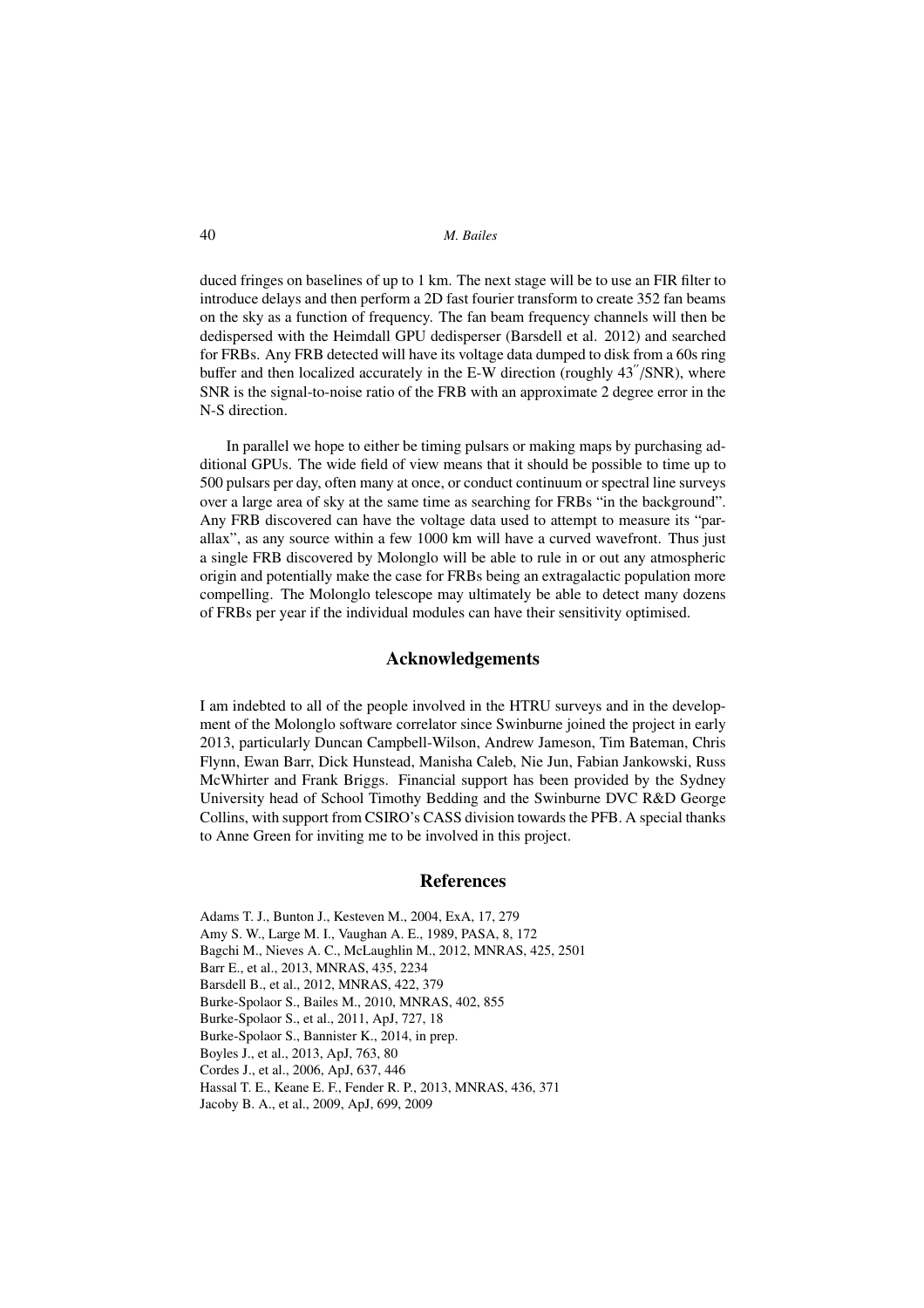duced fringes on baselines of up to 1 km. The next stage will be to use an FIR filter to introduce delays and then perform a 2D fast fourier transform to create 352 fan beams on the sky as a function of frequency. The fan beam frequency channels will then be dedispersed with the Heimdall GPU dedisperser (Barsdell et al. 2012) and searched for FRBs. Any FRB detected will have its voltage data dumped to disk from a 60s ring buffer and then localized accurately in the E-W direction (roughly $43''$/SNR), where SNR is the signal-to-noise ratio of the FRB with an approximate 2 degree error in the N-S direction.

In parallel we hope to either be timing pulsars or making maps by purchasing additional GPUs. The wide field of view means that it should be possible to time up to 500 pulsars per day, often many at once, or conduct continuum or spectral line surveys over a large area of sky at the same time as searching for FRBs "in the background". Any FRB discovered can have the voltage data used to attempt to measure its "parallax", as any source within a few 1000 km will have a curved wavefront. Thus just a single FRB discovered by Molonglo will be able to rule in or out any atmospheric origin and potentially make the case for FRBs being an extragalactic population more compelling. The Molonglo telescope may ultimately be able to detect many dozens of FRBs per year if the individual modules can have their sensitivity optimised.

## Acknowledgements

I am indebted to all of the people involved in the HTRU surveys and in the development of the Molonglo software correlator since Swinburne joined the project in early 2013, particularly Duncan Campbell-Wilson, Andrew Jameson, Tim Bateman, Chris Flynn, Ewan Barr, Dick Hunstead, Manisha Caleb, Nie Jun, Fabian Jankowski, Russ McWhirter and Frank Briggs. Financial support has been provided by the Sydney University head of School Timothy Bedding and the Swinburne DVC R&D George Collins, with support from CSIRO's CASS division towards the PFB. A special thanks to Anne Green for inviting me to be involved in this project.

## References

Adams T. J., Bunton J., Kesteven M., 2004, ExA, 17, 279
Amy S. W., Large M. I., Vaughan A. E., 1989, PASA, 8, 172
Bagchi M., Nieves A. C., McLaughlin M., 2012, MNRAS, 425, 2501
Barr E., et al., 2013, MNRAS, 435, 2234
Barsdell B., et al., 2012, MNRAS, 422, 379
Burke-Spolaor S., Bailes M., 2010, MNRAS, 402, 855
Burke-Spolaor S., et al., 2011, ApJ, 727, 18
Burke-Spolaor S., Bannister K., 2014, in prep.
Boyles J., et al., 2013, ApJ, 763, 80
Cordes J., et al., 2006, ApJ, 637, 446
Hassal T. E., Keane E. F., Fender R. P., 2013, MNRAS, 436, 371
Jacoby B. A., et al., 2009, ApJ, 699, 2009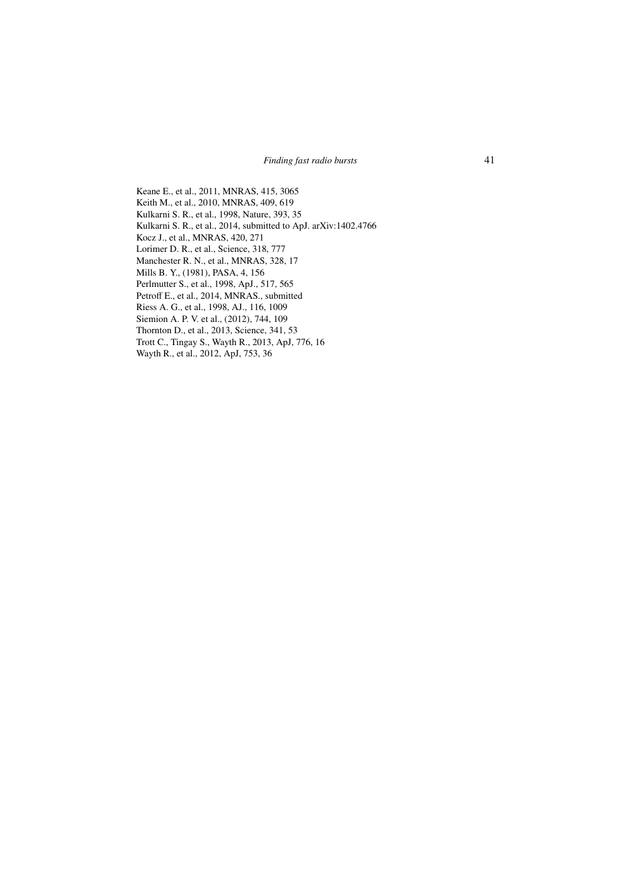Keane E., et al., 2011, MNRAS, 415, 3065
Keith M., et al., 2010, MNRAS, 409, 619
Kulkarni S. R., et al., 1998, Nature, 393, 35
Kulkarni S. R., et al., 2014, submitted to ApJ. arXiv:1402.4766
Kocz J., et al., MNRAS, 420, 271
Lorimer D. R., et al., Science, 318, 777
Manchester R. N., et al., MNRAS, 328, 17
Mills B. Y., (1981), PASA, 4, 156
Perlmutter S., et al., 1998, ApJ., 517, 565
Petroff E., et al., 2014, MNRAS., submitted
Riess A. G., et al., 1998, AJ., 116, 1009
Siemion A. P. V. et al., (2012), 744, 109
Thornton D., et al., 2013, Science, 341, 53
Trott C., Tingay S., Wayth R., 2013, ApJ, 776, 16
Wayth R., et al., 2012, ApJ, 753, 36